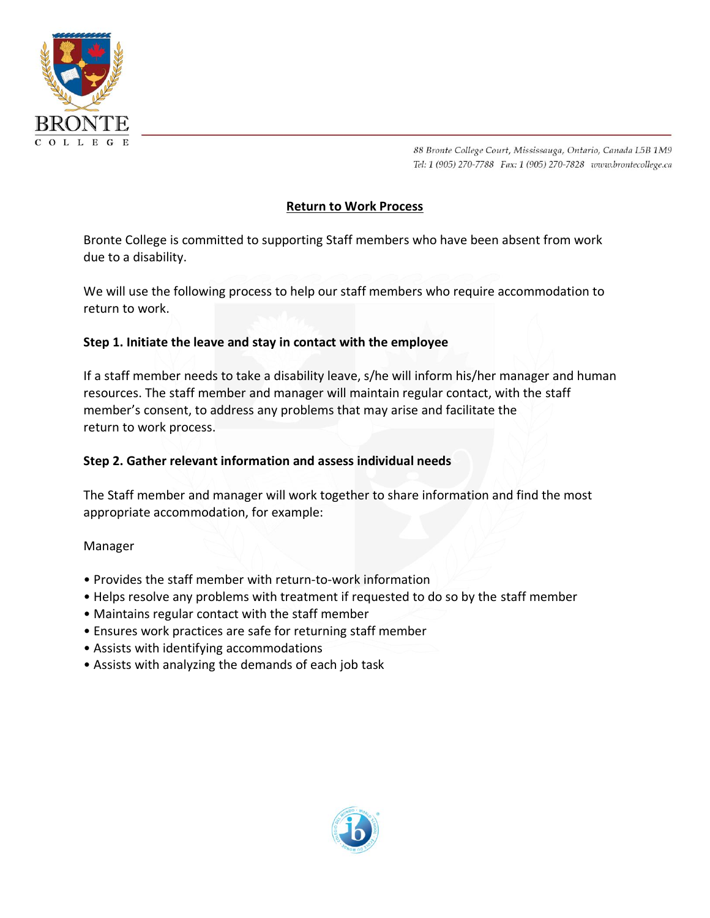BRONTE COLLEGE

88 Bronte College Court, Mississauga, Ontario, Canada L5B 1M9
Tel: 1 (905) 270-7788 Fax: 1 (905) 270-7828 www.brontecollege.ca

## Return to Work Process

Bronte College is committed to supporting Staff members who have been absent from work due to a disability.

We will use the following process to help our staff members who require accommodation to return to work.

### Step 1. Initiate the leave and stay in contact with the employee

If a staff member needs to take a disability leave, s/he will inform his/her manager and human resources. The staff member and manager will maintain regular contact, with the staff member's consent, to address any problems that may arise and facilitate the return to work process.

### Step 2. Gather relevant information and assess individual needs

The Staff member and manager will work together to share information and find the most appropriate accommodation, for example:

Manager

- Provides the staff member with return-to-work information
- Helps resolve any problems with treatment if requested to do so by the staff member
- Maintains regular contact with the staff member
- Ensures work practices are safe for returning staff member
- Assists with identifying accommodations
- Assists with analyzing the demands of each job task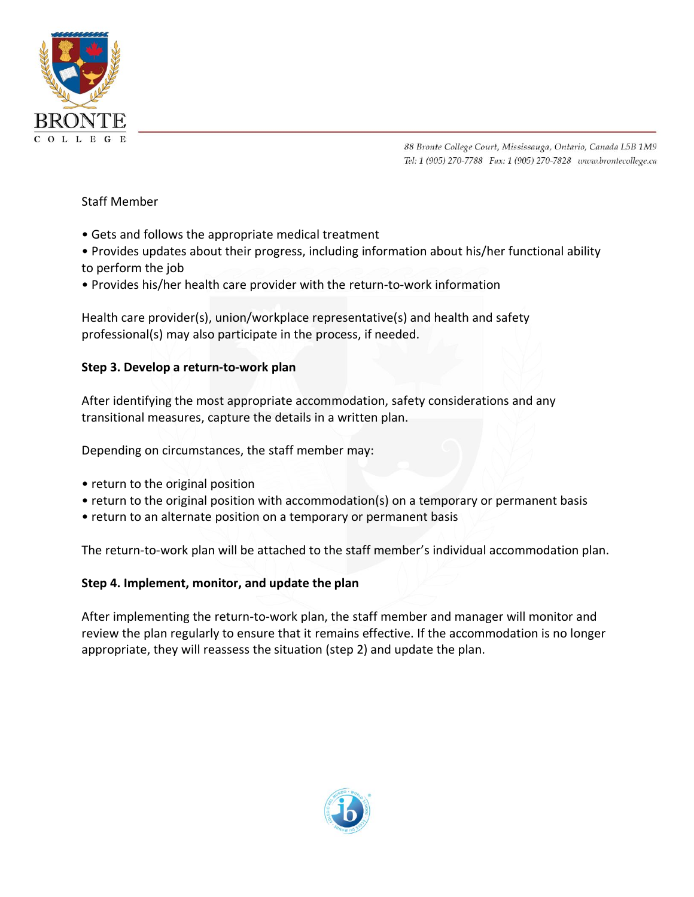Staff Member

- Gets and follows the appropriate medical treatment
- Provides updates about their progress, including information about his/her functional ability to perform the job
- Provides his/her health care provider with the return-to-work information

Health care provider(s), union/workplace representative(s) and health and safety professional(s) may also participate in the process, if needed.

**Step 3. Develop a return-to-work plan**

After identifying the most appropriate accommodation, safety considerations and any transitional measures, capture the details in a written plan.

Depending on circumstances, the staff member may:

- return to the original position
- return to the original position with accommodation(s) on a temporary or permanent basis
- return to an alternate position on a temporary or permanent basis

The return-to-work plan will be attached to the staff member's individual accommodation plan.

**Step 4. Implement, monitor, and update the plan**

After implementing the return-to-work plan, the staff member and manager will monitor and review the plan regularly to ensure that it remains effective. If the accommodation is no longer appropriate, they will reassess the situation (step 2) and update the plan.